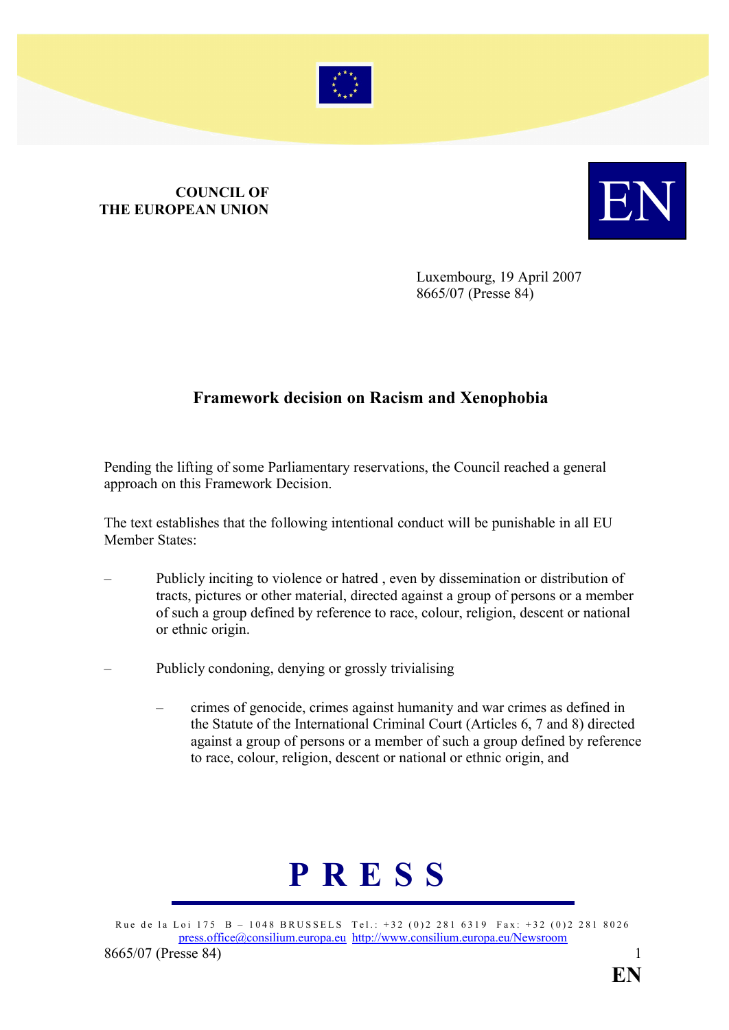**COUNCIL OF
THE EUROPEAN UNION**

Luxembourg, 19 April 2007
8665/07 (Presse 84)

## Framework decision on Racism and Xenophobia

Pending the lifting of some Parliamentary reservations, the Council reached a general approach on this Framework Decision.

The text establishes that the following intentional conduct will be punishable in all EU Member States:

- Publicly inciting to violence or hatred , even by dissemination or distribution of tracts, pictures or other material, directed against a group of persons or a member of such a group defined by reference to race, colour, religion, descent or national or ethnic origin.
- Publicly condoning, denying or grossly trivialising
  - crimes of genocide, crimes against humanity and war crimes as defined in the Statute of the International Criminal Court (Articles 6, 7 and 8) directed against a group of persons or a member of such a group defined by reference to race, colour, religion, descent or national or ethnic origin, and

**PRESS**

Rue de la Loi 175 B – 1048 BRUSSELS Tel.: +32 (0)2 281 6319 Fax: +32 (0)2 281 8026
press.office@consilium.europa.eu http://www.consilium.europa.eu/Newsroom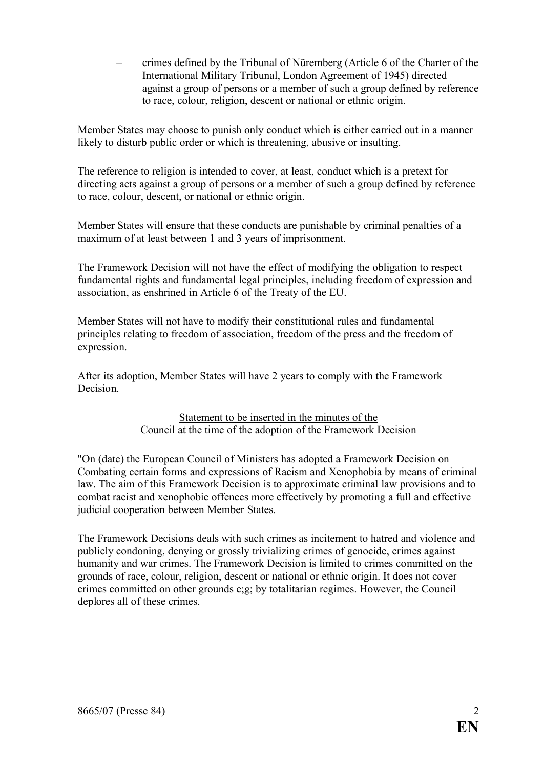- crimes defined by the Tribunal of Nüremberg (Article 6 of the Charter of the International Military Tribunal, London Agreement of 1945) directed against a group of persons or a member of such a group defined by reference to race, colour, religion, descent or national or ethnic origin.

Member States may choose to punish only conduct which is either carried out in a manner likely to disturb public order or which is threatening, abusive or insulting.

The reference to religion is intended to cover, at least, conduct which is a pretext for directing acts against a group of persons or a member of such a group defined by reference to race, colour, descent, or national or ethnic origin.

Member States will ensure that these conducts are punishable by criminal penalties of a maximum of at least between 1 and 3 years of imprisonment.

The Framework Decision will not have the effect of modifying the obligation to respect fundamental rights and fundamental legal principles, including freedom of expression and association, as enshrined in Article 6 of the Treaty of the EU.

Member States will not have to modify their constitutional rules and fundamental principles relating to freedom of association, freedom of the press and the freedom of expression.

After its adoption, Member States will have 2 years to comply with the Framework Decision.

<u>Statement to be inserted in the minutes of the Council at the time of the adoption of the Framework Decision</u>

"On (date) the European Council of Ministers has adopted a Framework Decision on Combating certain forms and expressions of Racism and Xenophobia by means of criminal law. The aim of this Framework Decision is to approximate criminal law provisions and to combat racist and xenophobic offences more effectively by promoting a full and effective judicial cooperation between Member States.

The Framework Decisions deals with such crimes as incitement to hatred and violence and publicly condoning, denying or grossly trivializing crimes of genocide, crimes against humanity and war crimes. The Framework Decision is limited to crimes committed on the grounds of race, colour, religion, descent or national or ethnic origin. It does not cover crimes committed on other grounds e;g; by totalitarian regimes. However, the Council deplores all of these crimes.

8665/07 (Presse 84)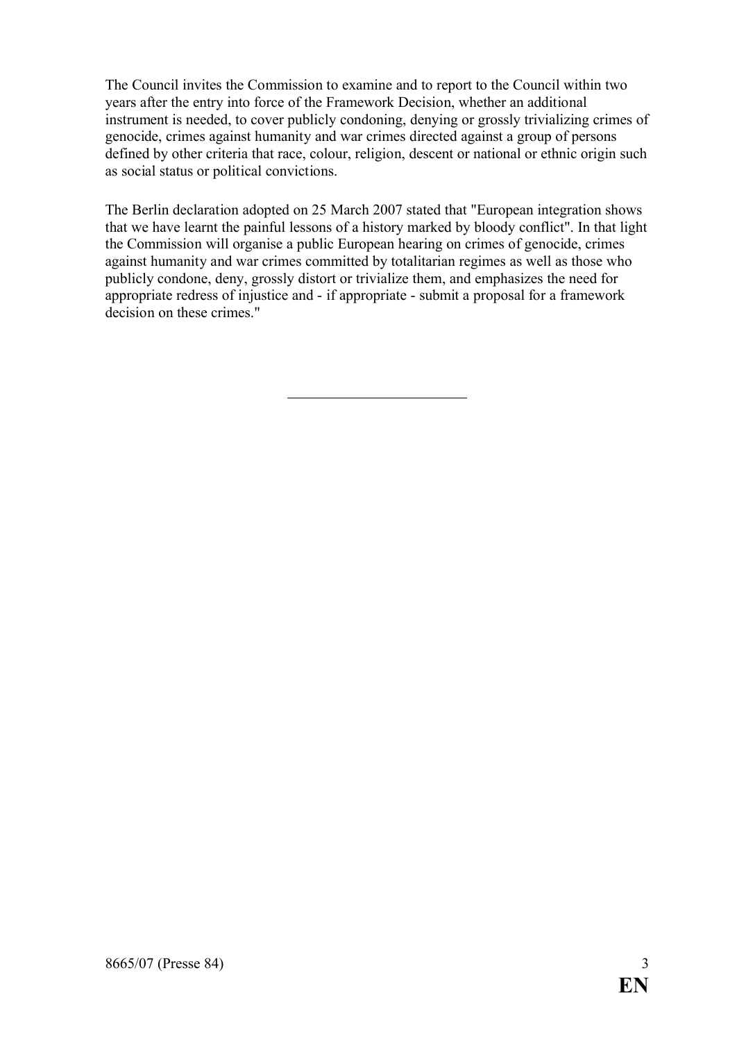The Council invites the Commission to examine and to report to the Council within two years after the entry into force of the Framework Decision, whether an additional instrument is needed, to cover publicly condoning, denying or grossly trivializing crimes of genocide, crimes against humanity and war crimes directed against a group of persons defined by other criteria that race, colour, religion, descent or national or ethnic origin such as social status or political convictions.

The Berlin declaration adopted on 25 March 2007 stated that "European integration shows that we have learnt the painful lessons of a history marked by bloody conflict". In that light the Commission will organise a public European hearing on crimes of genocide, crimes against humanity and war crimes committed by totalitarian regimes as well as those who publicly condone, deny, grossly distort or trivialize them, and emphasizes the need for appropriate redress of injustice and - if appropriate - submit a proposal for a framework decision on these crimes."

---